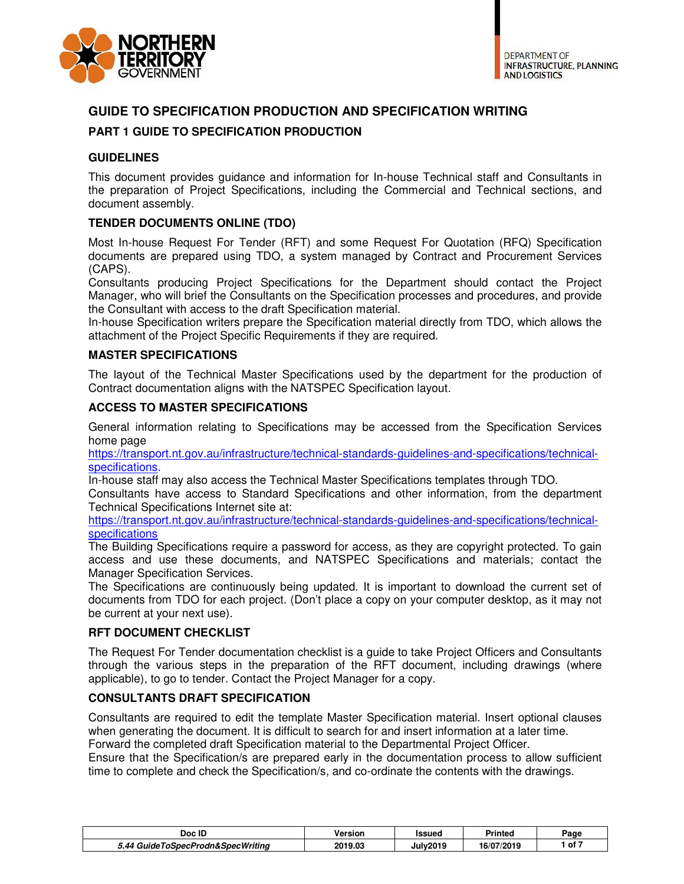NORTHERN TERRITORY GOVERNMENT

DEPARTMENT OF INFRASTRUCTURE, PLANNING AND LOGISTICS

# GUIDE TO SPECIFICATION PRODUCTION AND SPECIFICATION WRITING

## PART 1 GUIDE TO SPECIFICATION PRODUCTION

### GUIDELINES

This document provides guidance and information for In-house Technical staff and Consultants in the preparation of Project Specifications, including the Commercial and Technical sections, and document assembly.

### TENDER DOCUMENTS ONLINE (TDO)

Most In-house Request For Tender (RFT) and some Request For Quotation (RFQ) Specification documents are prepared using TDO, a system managed by Contract and Procurement Services (CAPS).

Consultants producing Project Specifications for the Department should contact the Project Manager, who will brief the Consultants on the Specification processes and procedures, and provide the Consultant with access to the draft Specification material.

In-house Specification writers prepare the Specification material directly from TDO, which allows the attachment of the Project Specific Requirements if they are required.

### MASTER SPECIFICATIONS

The layout of the Technical Master Specifications used by the department for the production of Contract documentation aligns with the NATSPEC Specification layout.

### ACCESS TO MASTER SPECIFICATIONS

General information relating to Specifications may be accessed from the Specification Services home page https://transport.nt.gov.au/infrastructure/technical-standards-guidelines-and-specifications/technical-specifications.

In-house staff may also access the Technical Master Specifications templates through TDO.

Consultants have access to Standard Specifications and other information, from the department Technical Specifications Internet site at: https://transport.nt.gov.au/infrastructure/technical-standards-guidelines-and-specifications/technical-specifications

The Building Specifications require a password for access, as they are copyright protected. To gain access and use these documents, and NATSPEC Specifications and materials; contact the Manager Specification Services.

The Specifications are continuously being updated. It is important to download the current set of documents from TDO for each project. (Don't place a copy on your computer desktop, as it may not be current at your next use).

### RFT DOCUMENT CHECKLIST

The Request For Tender documentation checklist is a guide to take Project Officers and Consultants through the various steps in the preparation of the RFT document, including drawings (where applicable), to go to tender. Contact the Project Manager for a copy.

### CONSULTANTS DRAFT SPECIFICATION

Consultants are required to edit the template Master Specification material. Insert optional clauses when generating the document. It is difficult to search for and insert information at a later time.

Forward the completed draft Specification material to the Departmental Project Officer.

Ensure that the Specification/s are prepared early in the documentation process to allow sufficient time to complete and check the Specification/s, and co-ordinate the contents with the drawings.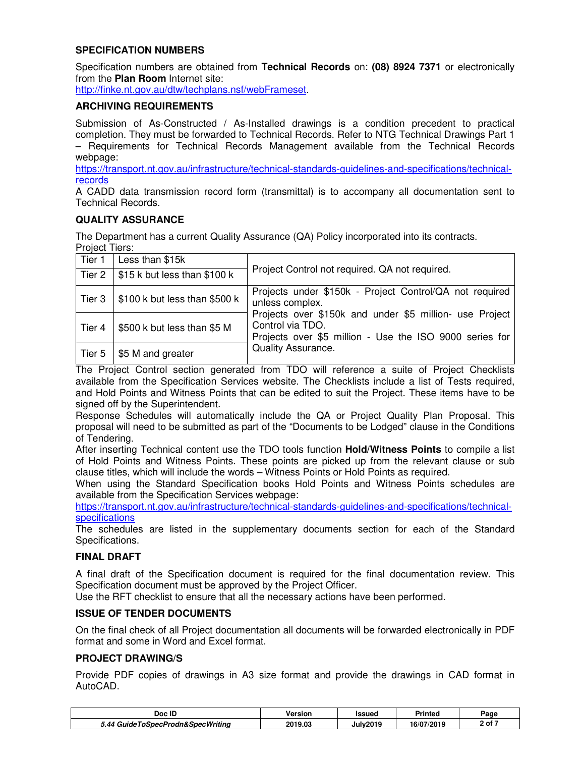## SPECIFICATION NUMBERS

Specification numbers are obtained from **Technical Records** on: **(08) 8924 7371** or electronically from the **Plan Room** Internet site:
http://finke.nt.gov.au/dtw/techplans.nsf/webFrameset.

## ARCHIVING REQUIREMENTS

Submission of As-Constructed / As-Installed drawings is a condition precedent to practical completion. They must be forwarded to Technical Records. Refer to NTG Technical Drawings Part 1 – Requirements for Technical Records Management available from the Technical Records webpage:
https://transport.nt.gov.au/infrastructure/technical-standards-guidelines-and-specifications/technical-records

A CADD data transmission record form (transmittal) is to accompany all documentation sent to Technical Records.

## QUALITY ASSURANCE

The Department has a current Quality Assurance (QA) Policy incorporated into its contracts.

Project Tiers:

| Tier | Value | Requirement |
|---|---|---|
| Tier 1 | Less than $15k | Project Control not required. QA not required. |
| Tier 2 | $15 k but less than $100 k | |
| Tier 3 | $100 k but less than $500 k | Projects under $150k - Project Control/QA not required unless complex. Projects over $150k and under $5 million- use Project Control via TDO. Projects over $5 million - Use the ISO 9000 series for Quality Assurance. |
| Tier 4 | $500 k but less than $5 M | |
| Tier 5 | $5 M and greater | |

The Project Control section generated from TDO will reference a suite of Project Checklists available from the Specification Services website. The Checklists include a list of Tests required, and Hold Points and Witness Points that can be edited to suit the Project. These items have to be signed off by the Superintendent.

Response Schedules will automatically include the QA or Project Quality Plan Proposal. This proposal will need to be submitted as part of the "Documents to be Lodged" clause in the Conditions of Tendering.

After inserting Technical content use the TDO tools function **Hold/Witness Points** to compile a list of Hold Points and Witness Points. These points are picked up from the relevant clause or sub clause titles, which will include the words – Witness Points or Hold Points as required.

When using the Standard Specification books Hold Points and Witness Points schedules are available from the Specification Services webpage:
https://transport.nt.gov.au/infrastructure/technical-standards-guidelines-and-specifications/technical-specifications

The schedules are listed in the supplementary documents section for each of the Standard Specifications.

## FINAL DRAFT

A final draft of the Specification document is required for the final documentation review. This Specification document must be approved by the Project Officer.

Use the RFT checklist to ensure that all the necessary actions have been performed.

## ISSUE OF TENDER DOCUMENTS

On the final check of all Project documentation all documents will be forwarded electronically in PDF format and some in Word and Excel format.

## PROJECT DRAWING/S

Provide PDF copies of drawings in A3 size format and provide the drawings in CAD format in AutoCAD.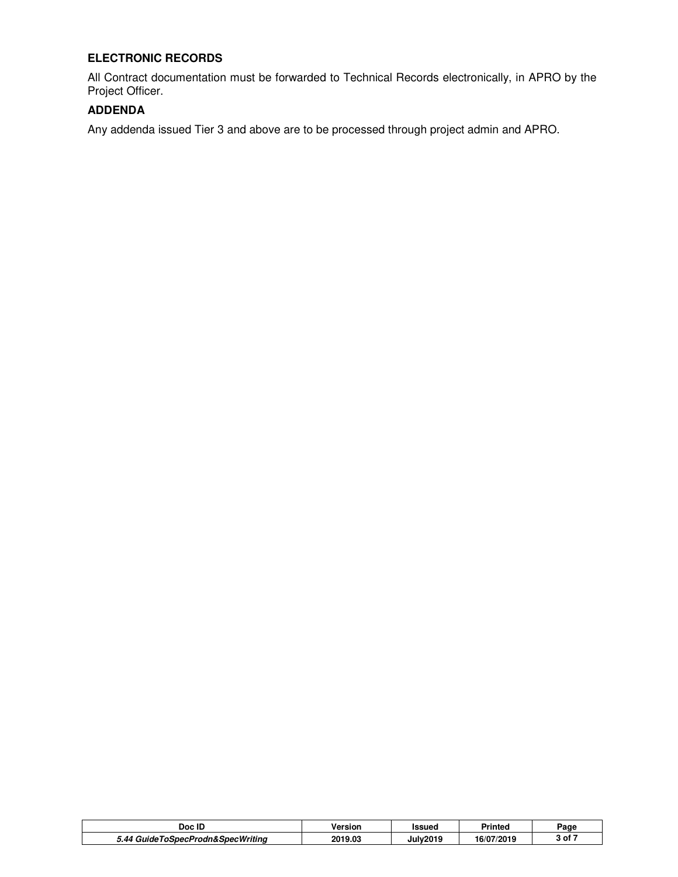**ELECTRONIC RECORDS**

All Contract documentation must be forwarded to Technical Records electronically, in APRO by the Project Officer.

**ADDENDA**

Any addenda issued Tier 3 and above are to be processed through project admin and APRO.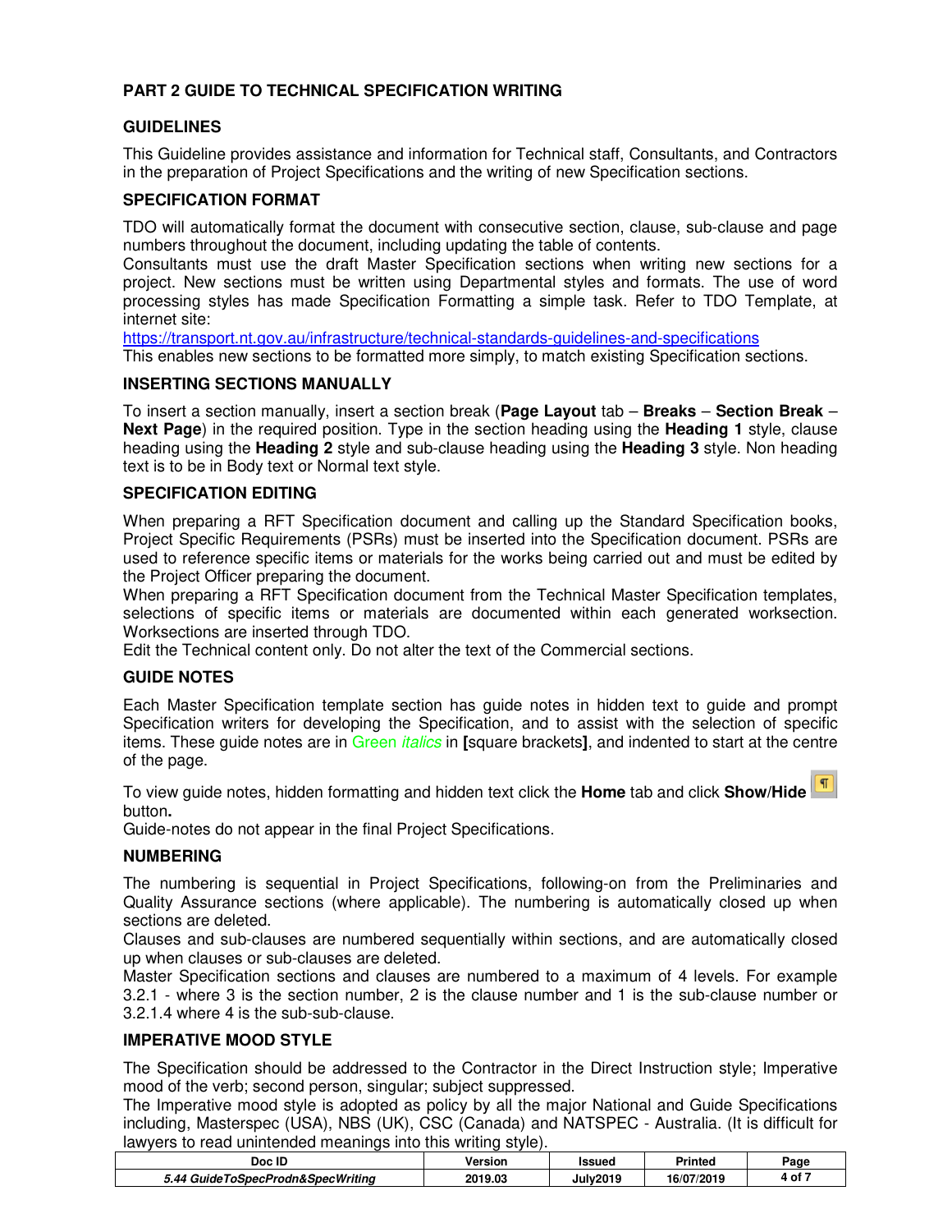# PART 2 GUIDE TO TECHNICAL SPECIFICATION WRITING

## GUIDELINES

This Guideline provides assistance and information for Technical staff, Consultants, and Contractors in the preparation of Project Specifications and the writing of new Specification sections.

## SPECIFICATION FORMAT

TDO will automatically format the document with consecutive section, clause, sub-clause and page numbers throughout the document, including updating the table of contents.

Consultants must use the draft Master Specification sections when writing new sections for a project. New sections must be written using Departmental styles and formats. The use of word processing styles has made Specification Formatting a simple task. Refer to TDO Template, at internet site:

https://transport.nt.gov.au/infrastructure/technical-standards-guidelines-and-specifications

This enables new sections to be formatted more simply, to match existing Specification sections.

## INSERTING SECTIONS MANUALLY

To insert a section manually, insert a section break (**Page Layout** tab – **Breaks** – **Section Break** – **Next Page**) in the required position. Type in the section heading using the **Heading 1** style, clause heading using the **Heading 2** style and sub-clause heading using the **Heading 3** style. Non heading text is to be in Body text or Normal text style.

## SPECIFICATION EDITING

When preparing a RFT Specification document and calling up the Standard Specification books, Project Specific Requirements (PSRs) must be inserted into the Specification document. PSRs are used to reference specific items or materials for the works being carried out and must be edited by the Project Officer preparing the document.

When preparing a RFT Specification document from the Technical Master Specification templates, selections of specific items or materials are documented within each generated worksection. Worksections are inserted through TDO.

Edit the Technical content only. Do not alter the text of the Commercial sections.

## GUIDE NOTES

Each Master Specification template section has guide notes in hidden text to guide and prompt Specification writers for developing the Specification, and to assist with the selection of specific items. These guide notes are in Green *italics* in **[**square brackets**]**, and indented to start at the centre of the page.

To view guide notes, hidden formatting and hidden text click the **Home** tab and click **Show/Hide** ¶ button**.**

Guide-notes do not appear in the final Project Specifications.

## NUMBERING

The numbering is sequential in Project Specifications, following-on from the Preliminaries and Quality Assurance sections (where applicable). The numbering is automatically closed up when sections are deleted.

Clauses and sub-clauses are numbered sequentially within sections, and are automatically closed up when clauses or sub-clauses are deleted.

Master Specification sections and clauses are numbered to a maximum of 4 levels. For example 3.2.1 - where 3 is the section number, 2 is the clause number and 1 is the sub-clause number or 3.2.1.4 where 4 is the sub-sub-clause.

## IMPERATIVE MOOD STYLE

The Specification should be addressed to the Contractor in the Direct Instruction style; Imperative mood of the verb; second person, singular; subject suppressed.

The Imperative mood style is adopted as policy by all the major National and Guide Specifications including, Masterspec (USA), NBS (UK), CSC (Canada) and NATSPEC - Australia. (It is difficult for lawyers to read unintended meanings into this writing style).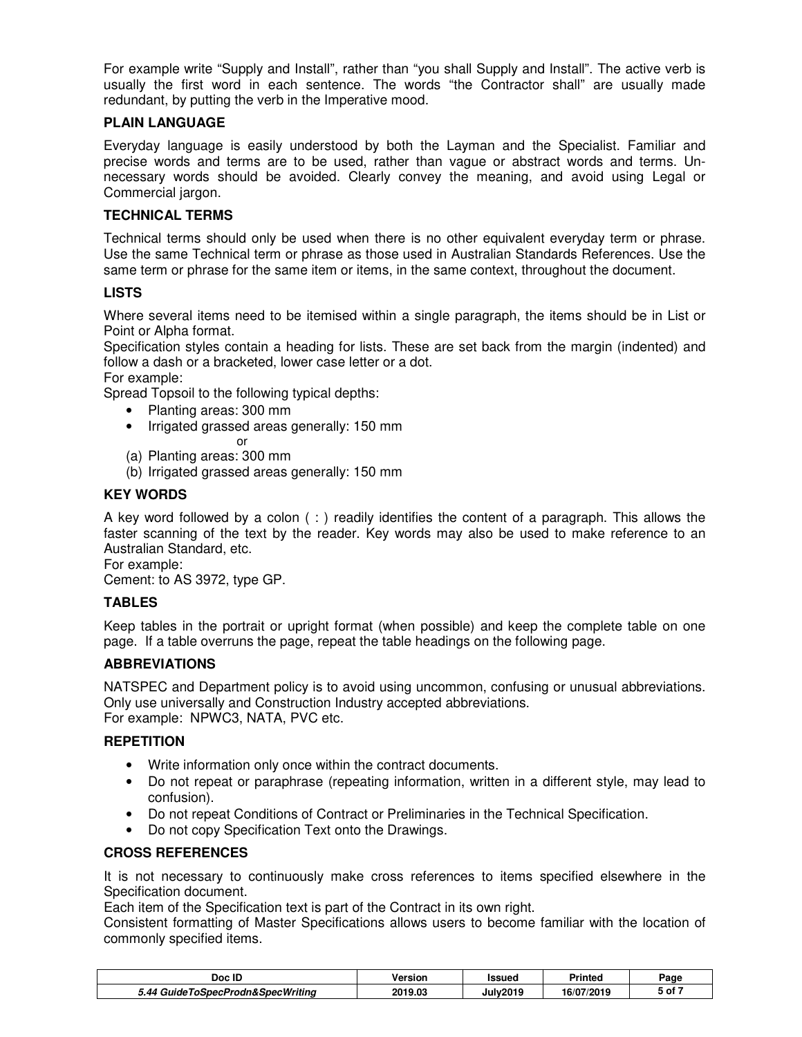For example write “Supply and Install”, rather than “you shall Supply and Install”. The active verb is usually the first word in each sentence. The words “the Contractor shall” are usually made redundant, by putting the verb in the Imperative mood.

### PLAIN LANGUAGE

Everyday language is easily understood by both the Layman and the Specialist. Familiar and precise words and terms are to be used, rather than vague or abstract words and terms. Un-necessary words should be avoided. Clearly convey the meaning, and avoid using Legal or Commercial jargon.

### TECHNICAL TERMS

Technical terms should only be used when there is no other equivalent everyday term or phrase. Use the same Technical term or phrase as those used in Australian Standards References. Use the same term or phrase for the same item or items, in the same context, throughout the document.

### LISTS

Where several items need to be itemised within a single paragraph, the items should be in List or Point or Alpha format.
Specification styles contain a heading for lists. These are set back from the margin (indented) and follow a dash or a bracketed, lower case letter or a dot.
For example:
Spread Topsoil to the following typical depths:

- Planting areas: 300 mm
- Irrigated grassed areas generally: 150 mm

or

(a) Planting areas: 300 mm
(b) Irrigated grassed areas generally: 150 mm

### KEY WORDS

A key word followed by a colon ( : ) readily identifies the content of a paragraph. This allows the faster scanning of the text by the reader. Key words may also be used to make reference to an Australian Standard, etc.
For example:
Cement: to AS 3972, type GP.

### TABLES

Keep tables in the portrait or upright format (when possible) and keep the complete table on one page. If a table overruns the page, repeat the table headings on the following page.

### ABBREVIATIONS

NATSPEC and Department policy is to avoid using uncommon, confusing or unusual abbreviations. Only use universally and Construction Industry accepted abbreviations.
For example: NPWC3, NATA, PVC etc.

### REPETITION

- Write information only once within the contract documents.
- Do not repeat or paraphrase (repeating information, written in a different style, may lead to confusion).
- Do not repeat Conditions of Contract or Preliminaries in the Technical Specification.
- Do not copy Specification Text onto the Drawings.

### CROSS REFERENCES

It is not necessary to continuously make cross references to items specified elsewhere in the Specification document.
Each item of the Specification text is part of the Contract in its own right.
Consistent formatting of Master Specifications allows users to become familiar with the location of commonly specified items.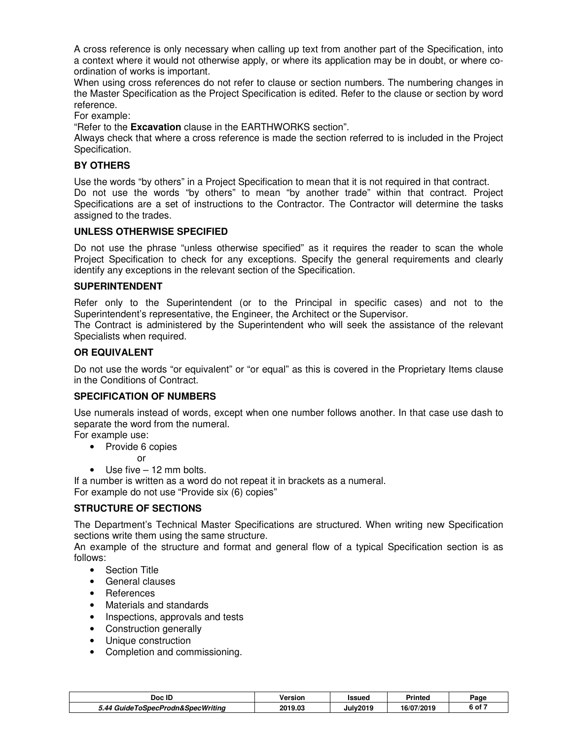A cross reference is only necessary when calling up text from another part of the Specification, into a context where it would not otherwise apply, or where its application may be in doubt, or where co-ordination of works is important.

When using cross references do not refer to clause or section numbers. The numbering changes in the Master Specification as the Project Specification is edited. Refer to the clause or section by word reference.

For example:

"Refer to the **Excavation** clause in the EARTHWORKS section".

Always check that where a cross reference is made the section referred to is included in the Project Specification.

### BY OTHERS

Use the words "by others" in a Project Specification to mean that it is not required in that contract.

Do not use the words "by others" to mean "by another trade" within that contract. Project Specifications are a set of instructions to the Contractor. The Contractor will determine the tasks assigned to the trades.

### UNLESS OTHERWISE SPECIFIED

Do not use the phrase "unless otherwise specified" as it requires the reader to scan the whole Project Specification to check for any exceptions. Specify the general requirements and clearly identify any exceptions in the relevant section of the Specification.

### SUPERINTENDENT

Refer only to the Superintendent (or to the Principal in specific cases) and not to the Superintendent's representative, the Engineer, the Architect or the Supervisor.

The Contract is administered by the Superintendent who will seek the assistance of the relevant Specialists when required.

### OR EQUIVALENT

Do not use the words "or equivalent" or "or equal" as this is covered in the Proprietary Items clause in the Conditions of Contract.

### SPECIFICATION OF NUMBERS

Use numerals instead of words, except when one number follows another. In that case use dash to separate the word from the numeral.

For example use:

- Provide 6 copies

  or

- Use five – 12 mm bolts.

If a number is written as a word do not repeat it in brackets as a numeral.

For example do not use "Provide six (6) copies"

### STRUCTURE OF SECTIONS

The Department's Technical Master Specifications are structured. When writing new Specification sections write them using the same structure.

An example of the structure and format and general flow of a typical Specification section is as follows:

- Section Title
- General clauses
- References
- Materials and standards
- Inspections, approvals and tests
- Construction generally
- Unique construction
- Completion and commissioning.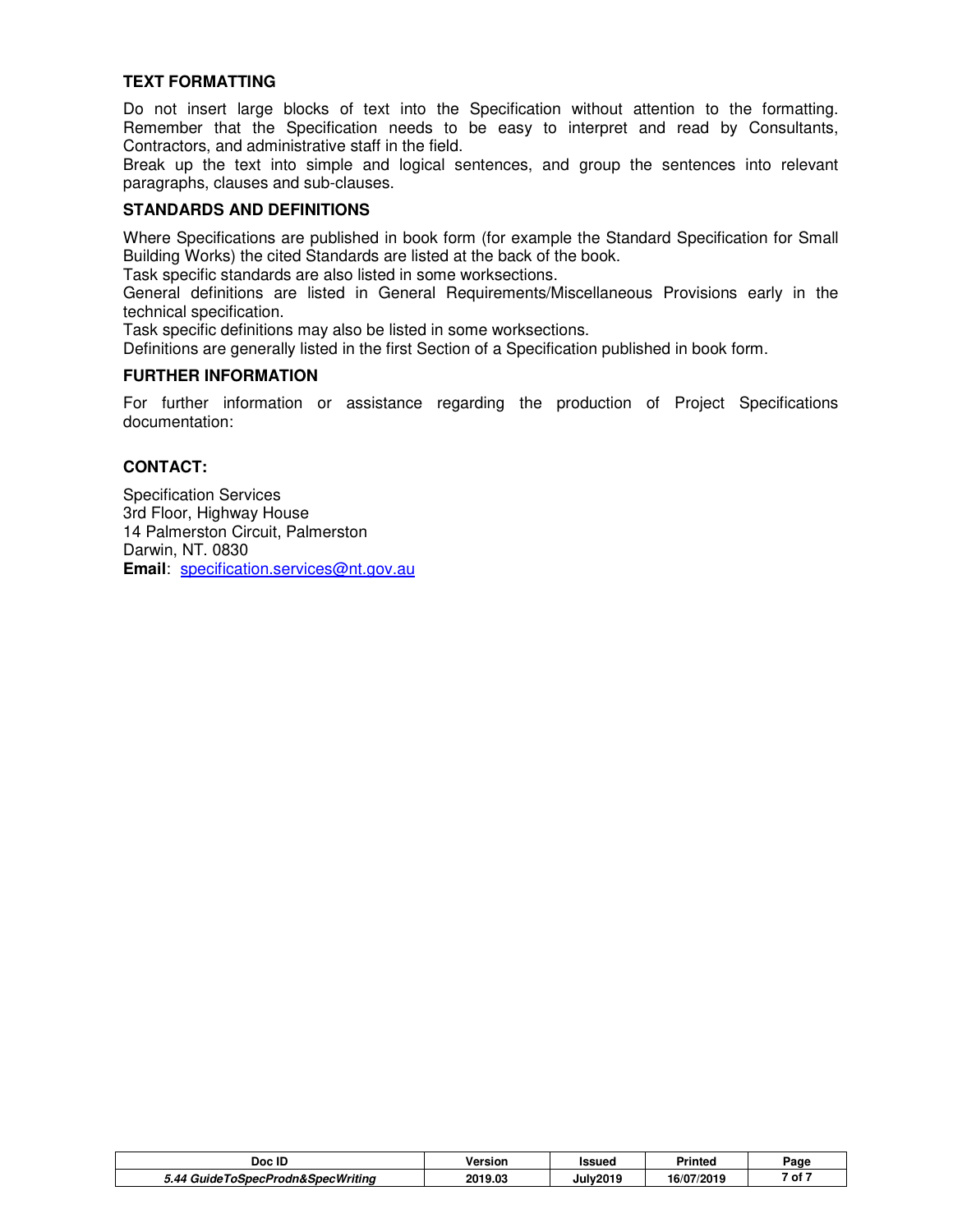### TEXT FORMATTING

Do not insert large blocks of text into the Specification without attention to the formatting. Remember that the Specification needs to be easy to interpret and read by Consultants, Contractors, and administrative staff in the field.

Break up the text into simple and logical sentences, and group the sentences into relevant paragraphs, clauses and sub-clauses.

### STANDARDS AND DEFINITIONS

Where Specifications are published in book form (for example the Standard Specification for Small Building Works) the cited Standards are listed at the back of the book.

Task specific standards are also listed in some worksections.

General definitions are listed in General Requirements/Miscellaneous Provisions early in the technical specification.

Task specific definitions may also be listed in some worksections.

Definitions are generally listed in the first Section of a Specification published in book form.

### FURTHER INFORMATION

For further information or assistance regarding the production of Project Specifications documentation:

### CONTACT:

Specification Services
3rd Floor, Highway House
14 Palmerston Circuit, Palmerston
Darwin, NT. 0830
**Email**: specification.services@nt.gov.au